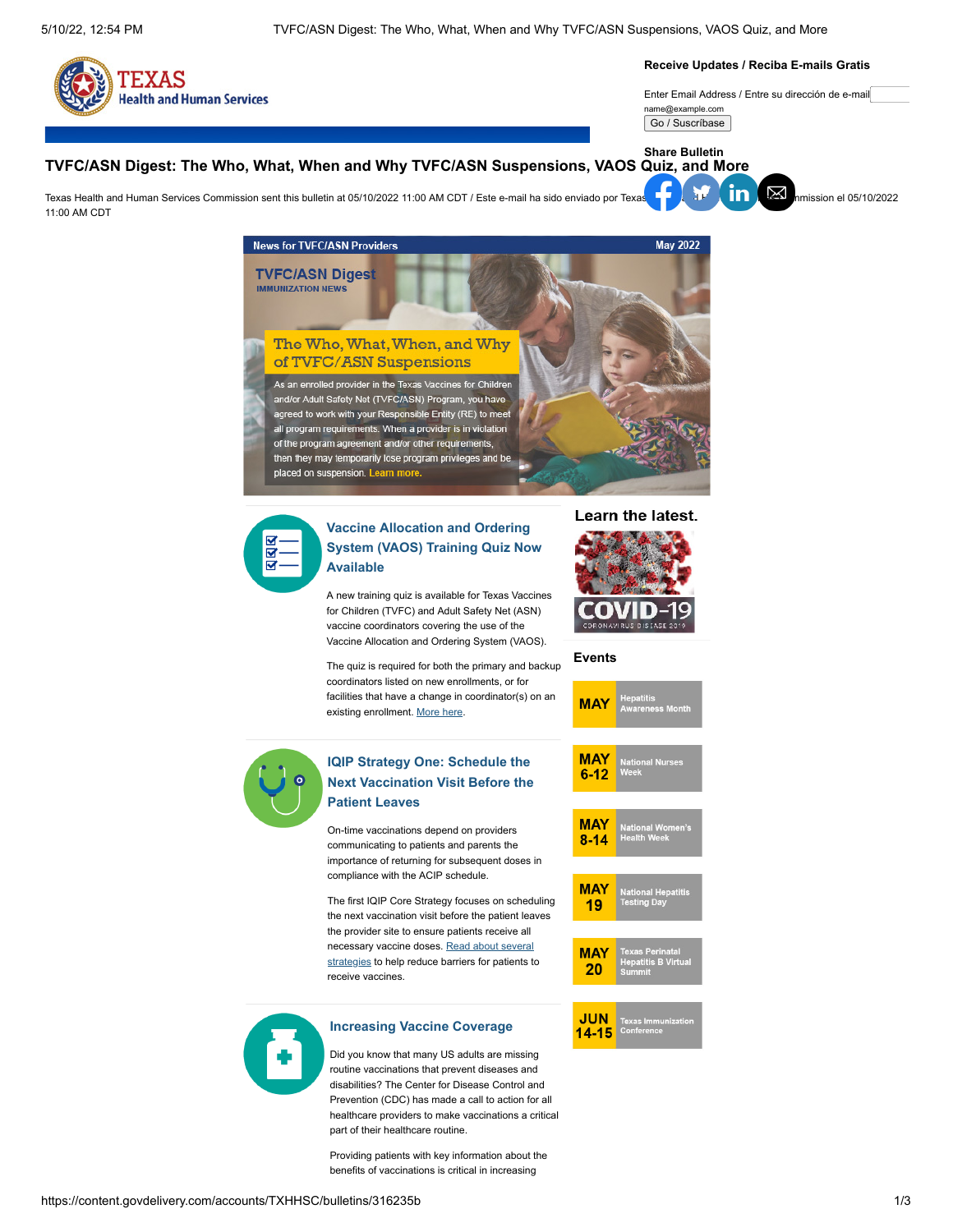Receive Updates / Reciba E-mails Gratis

Enter Email Address / Entre su dirección de e-mail

name@example.com

Go / Suscríbase

Share Bulletin

# TVFC/ASN Digest: The Who, What, When and Why TVFC/ASN Suspensions, VAOS Quiz, and More

Texas Health and Human Services Commission sent this bulletin at 05/10/2022 11:00 AM CDT / Este e-mail ha sido enviado por Texas ... mission el 05/10/2022 11:00 AM CDT

News for TVFC/ASN Providers — May 2022

## TVFC/ASN Digest

IMMUNIZATION NEWS

## The Who, What, When, and Why of TVFC/ASN Suspensions

As an enrolled provider in the Texas Vaccines for Children and/or Adult Safety Net (TVFC/ASN) Program, you have agreed to work with your Responsible Entity (RE) to meet all program requirements. When a provider is in violation of the program agreement and/or other requirements, then they may temporarily lose program privileges and be placed on suspension. Learn more.

### Vaccine Allocation and Ordering System (VAOS) Training Quiz Now Available

A new training quiz is available for Texas Vaccines for Children (TVFC) and Adult Safety Net (ASN) vaccine coordinators covering the use of the Vaccine Allocation and Ordering System (VAOS).

The quiz is required for both the primary and backup coordinators listed on new enrollments, or for facilities that have a change in coordinator(s) on an existing enrollment. More here.

### IQIP Strategy One: Schedule the Next Vaccination Visit Before the Patient Leaves

On-time vaccinations depend on providers communicating to patients and parents the importance of returning for subsequent doses in compliance with the ACIP schedule.

The first IQIP Core Strategy focuses on scheduling the next vaccination visit before the patient leaves the provider site to ensure patients receive all necessary vaccine doses. Read about several strategies to help reduce barriers for patients to receive vaccines.

### Increasing Vaccine Coverage

Did you know that many US adults are missing routine vaccinations that prevent diseases and disabilities? The Center for Disease Control and Prevention (CDC) has made a call to action for all healthcare providers to make vaccinations a critical part of their healthcare routine.

Providing patients with key information about the benefits of vaccinations is critical in increasing

**Learn the latest.**

COVID-19

CORONAVIRUS DISEASE 2019

### Events

| Date | Event |
|---|---|
| MAY | Hepatitis Awareness Month |
| MAY 6-12 | National Nurses Week |
| MAY 8-14 | National Women's Health Week |
| MAY 19 | National Hepatitis Testing Day |
| MAY 20 | Texas Perinatal Hepatitis B Virtual Summit |
| JUN 14-15 | Texas Immunization Conference |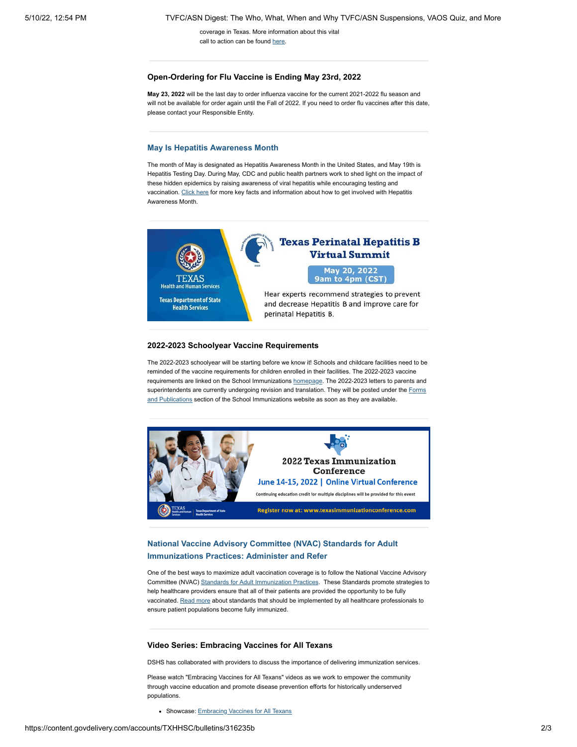coverage in Texas. More information about this vital call to action can be found here.

## Open-Ordering for Flu Vaccine is Ending May 23rd, 2022

**May 23, 2022** will be the last day to order influenza vaccine for the current 2021-2022 flu season and will not be available for order again until the Fall of 2022. If you need to order flu vaccines after this date, please contact your Responsible Entity.

## May Is Hepatitis Awareness Month

The month of May is designated as Hepatitis Awareness Month in the United States, and May 19th is Hepatitis Testing Day. During May, CDC and public health partners work to shed light on the impact of these hidden epidemics by raising awareness of viral hepatitis while encouraging testing and vaccination. Click here for more key facts and information about how to get involved with Hepatitis Awareness Month.

**Texas Perinatal Hepatitis B Virtual Summit**

May 20, 2022
9am to 4pm (CST)

Hear experts recommend strategies to prevent and decrease Hepatitis B and improve care for perinatal Hepatitis B.

TEXAS Health and Human Services
Texas Department of State Health Services

## 2022-2023 Schoolyear Vaccine Requirements

The 2022-2023 schoolyear will be starting before we know it! Schools and childcare facilities need to be reminded of the vaccine requirements for children enrolled in their facilities. The 2022-2023 vaccine requirements are linked on the School Immunizations homepage. The 2022-2023 letters to parents and superintendents are currently undergoing revision and translation. They will be posted under the Forms and Publications section of the School Immunizations website as soon as they are available.

**2022 Texas Immunization Conference**

June 14-15, 2022 | Online Virtual Conference

Continuing education credit for multiple disciplines will be provided for this event

Register now at: www.texasimmunizationconference.com

## National Vaccine Advisory Committee (NVAC) Standards for Adult Immunizations Practices: Administer and Refer

One of the best ways to maximize adult vaccination coverage is to follow the National Vaccine Advisory Committee (NVAC) Standards for Adult Immunization Practices. These Standards promote strategies to help healthcare providers ensure that all of their patients are provided the opportunity to be fully vaccinated. Read more about standards that should be implemented by all healthcare professionals to ensure patient populations become fully immunized.

## Video Series: Embracing Vaccines for All Texans

DSHS has collaborated with providers to discuss the importance of delivering immunization services.

Please watch "Embracing Vaccines for All Texans" videos as we work to empower the community through vaccine education and promote disease prevention efforts for historically underserved populations.

- Showcase: Embracing Vaccines for All Texans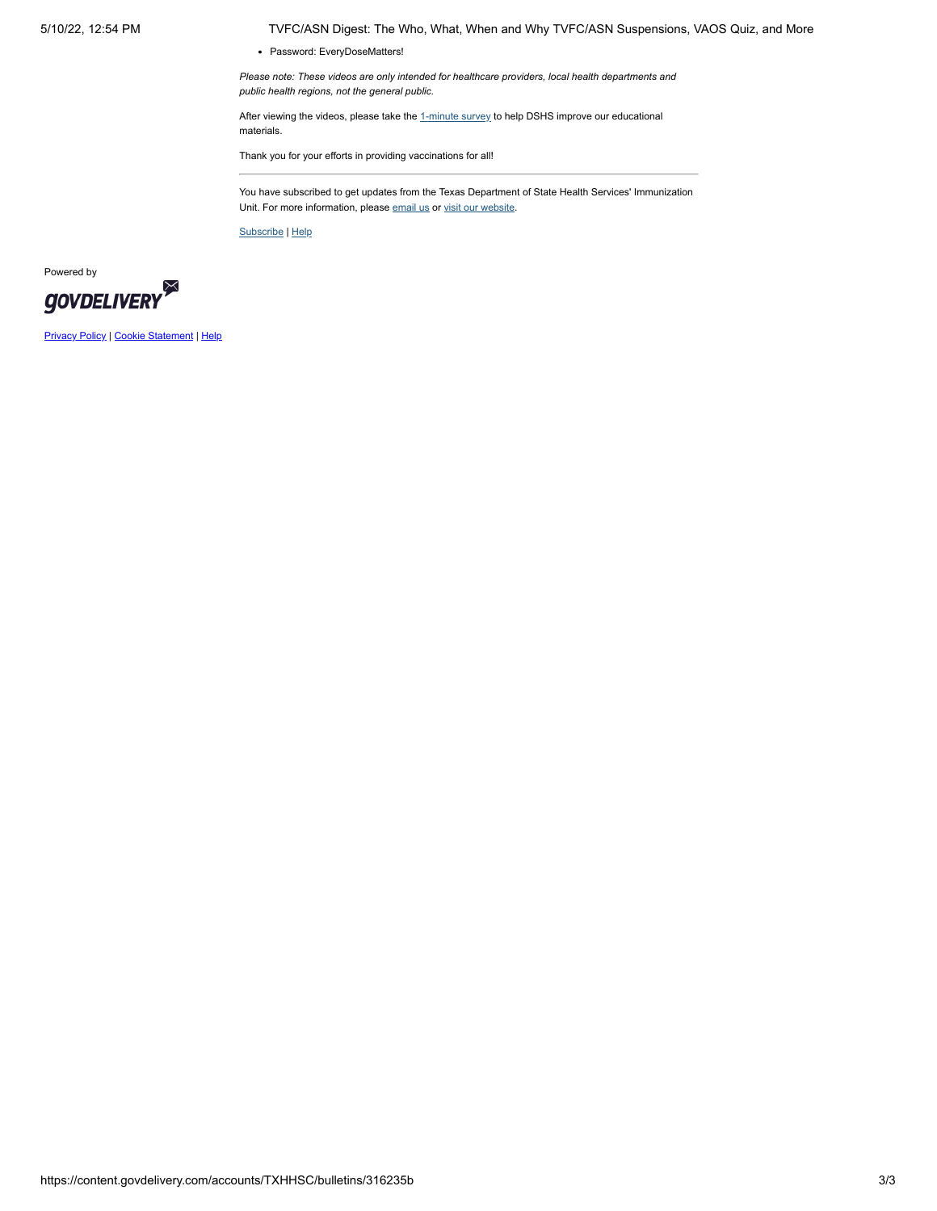- Password: EveryDoseMatters!

*Please note: These videos are only intended for healthcare providers, local health departments and public health regions, not the general public.*

After viewing the videos, please take the 1-minute survey to help DSHS improve our educational materials.

Thank you for your efforts in providing vaccinations for all!

---

You have subscribed to get updates from the Texas Department of State Health Services' Immunization Unit. For more information, please email us or visit our website.

Subscribe | Help

Powered by

GOVDELIVERY

Privacy Policy | Cookie Statement | Help